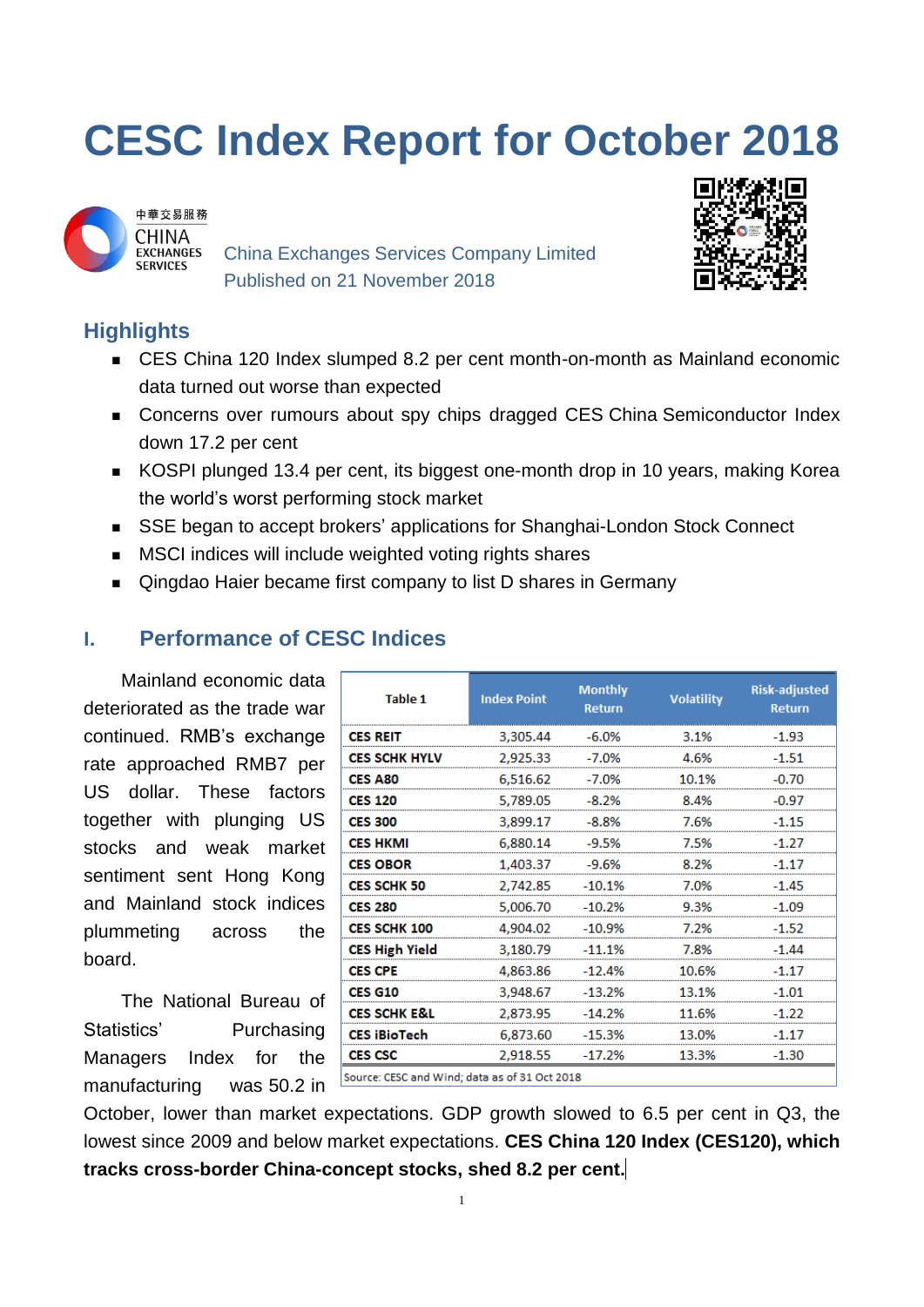# CESC Index Report for October 2018

China Exchanges Services Company Limited
Published on 21 November 2018

## Highlights

- CES China 120 Index slumped 8.2 per cent month-on-month as Mainland economic data turned out worse than expected
- Concerns over rumours about spy chips dragged CES China Semiconductor Index down 17.2 per cent
- KOSPI plunged 13.4 per cent, its biggest one-month drop in 10 years, making Korea the world's worst performing stock market
- SSE began to accept brokers' applications for Shanghai-London Stock Connect
- MSCI indices will include weighted voting rights shares
- Qingdao Haier became first company to list D shares in Germany

## I. Performance of CESC Indices

| Table 1 | Index Point | Monthly Return | Volatility | Risk-adjusted Return |
|---|---|---|---|---|
| CES REIT | 3,305.44 | -6.0% | 3.1% | -1.93 |
| CES SCHK HYLV | 2,925.33 | -7.0% | 4.6% | -1.51 |
| CES A80 | 6,516.62 | -7.0% | 10.1% | -0.70 |
| CES 120 | 5,789.05 | -8.2% | 8.4% | -0.97 |
| CES 300 | 3,899.17 | -8.8% | 7.6% | -1.15 |
| CES HKMI | 6,880.14 | -9.5% | 7.5% | -1.27 |
| CES OBOR | 1,403.37 | -9.6% | 8.2% | -1.17 |
| CES SCHK 50 | 2,742.85 | -10.1% | 7.0% | -1.45 |
| CES 280 | 5,006.70 | -10.2% | 9.3% | -1.09 |
| CES SCHK 100 | 4,904.02 | -10.9% | 7.2% | -1.52 |
| CES High Yield | 3,180.79 | -11.1% | 7.8% | -1.44 |
| CES CPE | 4,863.86 | -12.4% | 10.6% | -1.17 |
| CES G10 | 3,948.67 | -13.2% | 13.1% | -1.01 |
| CES SCHK E&L | 2,873.95 | -14.2% | 11.6% | -1.22 |
| CES iBioTech | 6,873.60 | -15.3% | 13.0% | -1.17 |
| CES CSC | 2,918.55 | -17.2% | 13.3% | -1.30 |

Source: CESC and Wind; data as of 31 Oct 2018

Mainland economic data deteriorated as the trade war continued. RMB's exchange rate approached RMB7 per US dollar. These factors together with plunging US stocks and weak market sentiment sent Hong Kong and Mainland stock indices plummeting across the board.

The National Bureau of Statistics' Purchasing Managers Index for the manufacturing was 50.2 in October, lower than market expectations. GDP growth slowed to 6.5 per cent in Q3, the lowest since 2009 and below market expectations. **CES China 120 Index (CES120), which tracks cross-border China-concept stocks, shed 8.2 per cent.**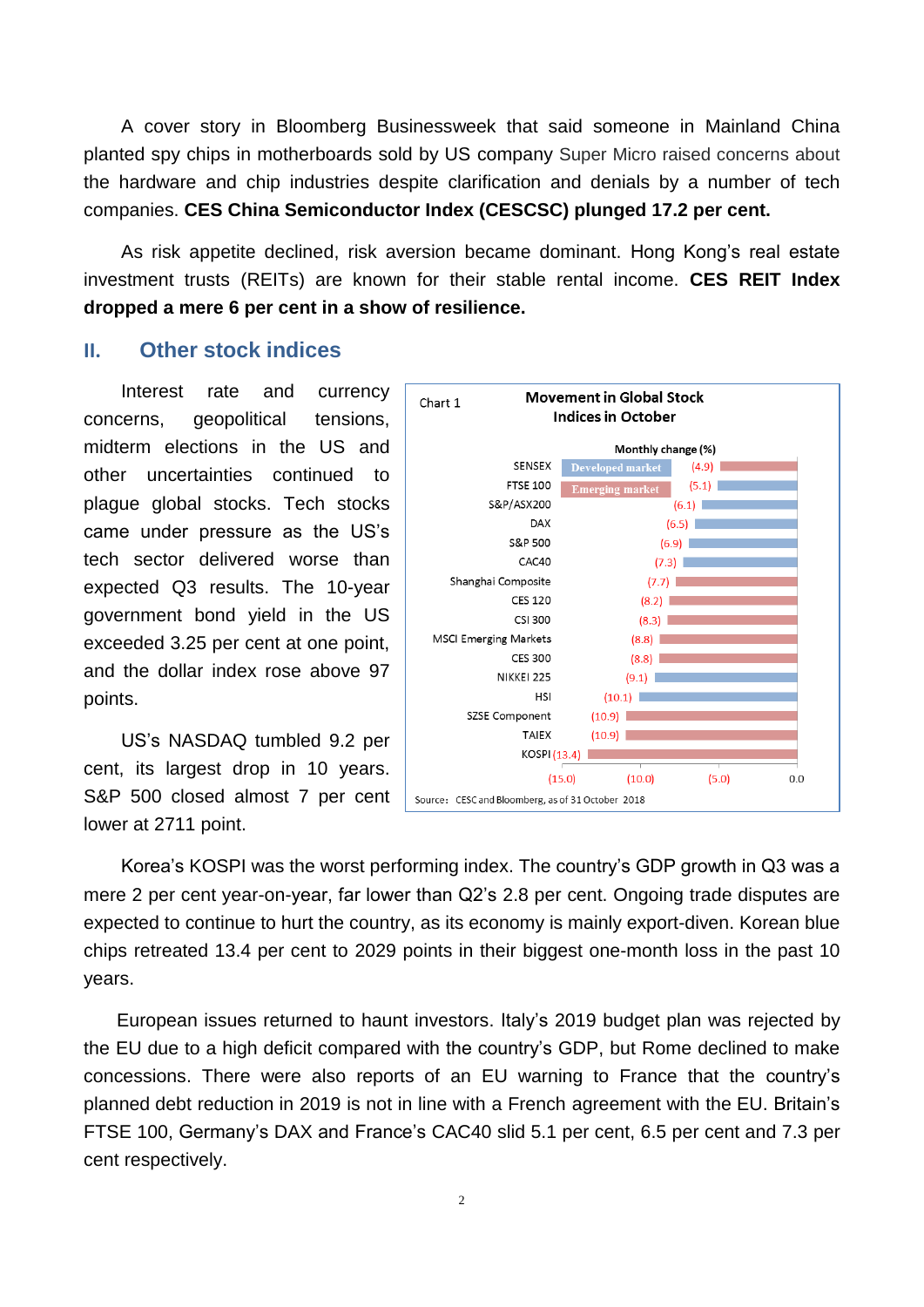A cover story in Bloomberg Businessweek that said someone in Mainland China planted spy chips in motherboards sold by US company Super Micro raised concerns about the hardware and chip industries despite clarification and denials by a number of tech companies. **CES China Semiconductor Index (CESCSC) plunged 17.2 per cent.**

As risk appetite declined, risk aversion became dominant. Hong Kong's real estate investment trusts (REITs) are known for their stable rental income. **CES REIT Index dropped a mere 6 per cent in a show of resilience.**

## II. Other stock indices

Interest rate and currency concerns, geopolitical tensions, midterm elections in the US and other uncertainties continued to plague global stocks. Tech stocks came under pressure as the US's tech sector delivered worse than expected Q3 results. The 10-year government bond yield in the US exceeded 3.25 per cent at one point, and the dollar index rose above 97 points.

US's NASDAQ tumbled 9.2 per cent, its largest drop in 10 years. S&P 500 closed almost 7 per cent lower at 2711 point.

Chart 1 **Movement in Global Stock Indices in October**

| Index | Market | Monthly change (%) |
|---|---|---|
| SENSEX | Emerging market | (4.9) |
| FTSE 100 | Developed market | (5.1) |
| S&P/ASX200 | Developed market | (6.1) |
| DAX | Developed market | (6.5) |
| S&P 500 | Developed market | (6.9) |
| CAC40 | Developed market | (7.3) |
| Shanghai Composite | Emerging market | (7.7) |
| CES 120 | Emerging market | (8.2) |
| CSI 300 | Emerging market | (8.3) |
| MSCI Emerging Markets | Emerging market | (8.8) |
| CES 300 | Emerging market | (8.8) |
| NIKKEI 225 | Developed market | (9.1) |
| HSI | Developed market | (10.1) |
| SZSE Component | Emerging market | (10.9) |
| TAIEX | Emerging market | (10.9) |
| KOSPI | Emerging market | (13.4) |

Source: CESC and Bloomberg, as of 31 October 2018

Korea's KOSPI was the worst performing index. The country's GDP growth in Q3 was a mere 2 per cent year-on-year, far lower than Q2's 2.8 per cent. Ongoing trade disputes are expected to continue to hurt the country, as its economy is mainly export-diven. Korean blue chips retreated 13.4 per cent to 2029 points in their biggest one-month loss in the past 10 years.

European issues returned to haunt investors. Italy's 2019 budget plan was rejected by the EU due to a high deficit compared with the country's GDP, but Rome declined to make concessions. There were also reports of an EU warning to France that the country's planned debt reduction in 2019 is not in line with a French agreement with the EU. Britain's FTSE 100, Germany's DAX and France's CAC40 slid 5.1 per cent, 6.5 per cent and 7.3 per cent respectively.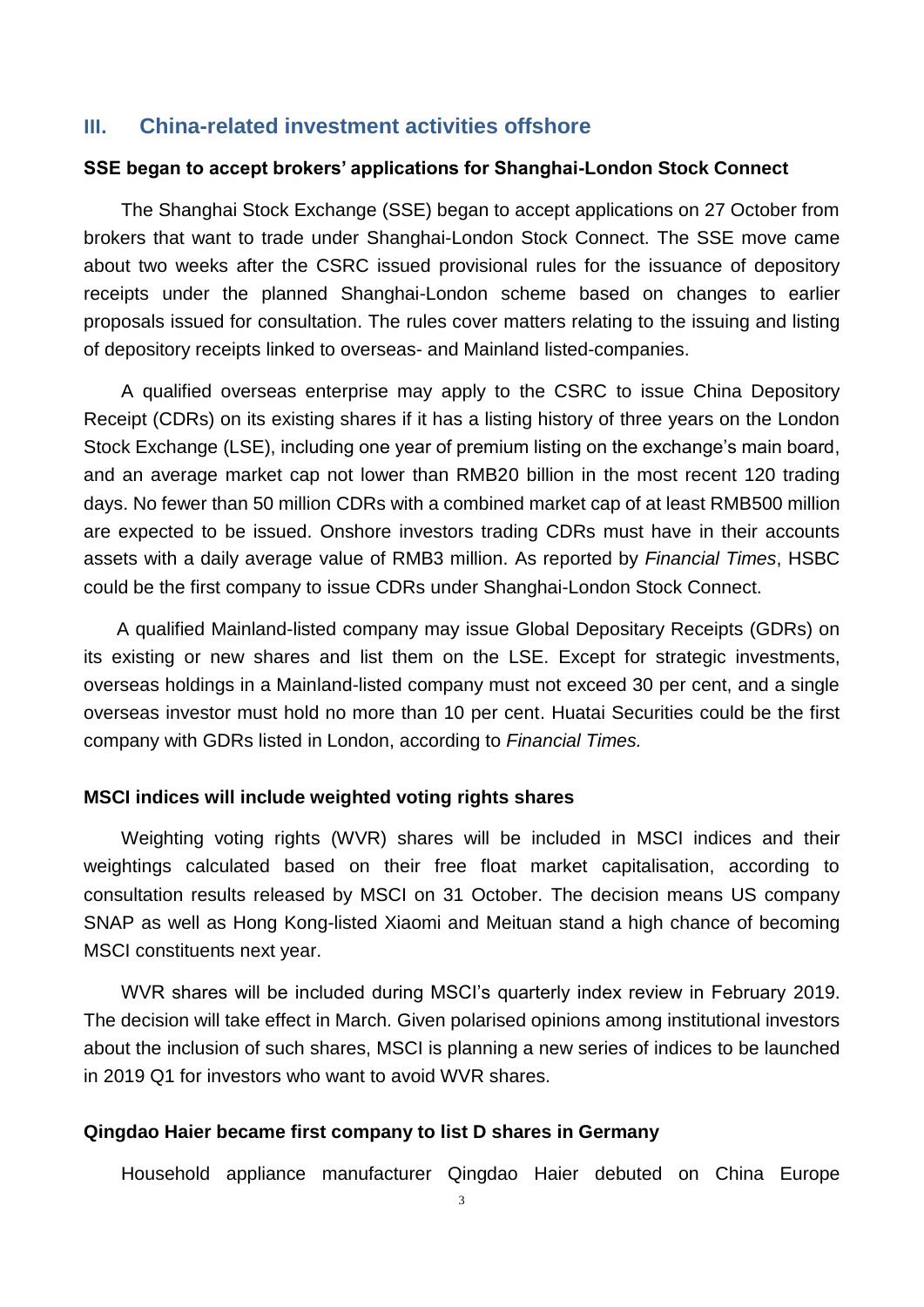## III. China-related investment activities offshore

**SSE began to accept brokers' applications for Shanghai-London Stock Connect**

The Shanghai Stock Exchange (SSE) began to accept applications on 27 October from brokers that want to trade under Shanghai-London Stock Connect. The SSE move came about two weeks after the CSRC issued provisional rules for the issuance of depository receipts under the planned Shanghai-London scheme based on changes to earlier proposals issued for consultation. The rules cover matters relating to the issuing and listing of depository receipts linked to overseas- and Mainland listed-companies.

A qualified overseas enterprise may apply to the CSRC to issue China Depository Receipt (CDRs) on its existing shares if it has a listing history of three years on the London Stock Exchange (LSE), including one year of premium listing on the exchange's main board, and an average market cap not lower than RMB20 billion in the most recent 120 trading days. No fewer than 50 million CDRs with a combined market cap of at least RMB500 million are expected to be issued. Onshore investors trading CDRs must have in their accounts assets with a daily average value of RMB3 million. As reported by *Financial Times*, HSBC could be the first company to issue CDRs under Shanghai-London Stock Connect.

A qualified Mainland-listed company may issue Global Depositary Receipts (GDRs) on its existing or new shares and list them on the LSE. Except for strategic investments, overseas holdings in a Mainland-listed company must not exceed 30 per cent, and a single overseas investor must hold no more than 10 per cent. Huatai Securities could be the first company with GDRs listed in London, according to *Financial Times.*

**MSCI indices will include weighted voting rights shares**

Weighting voting rights (WVR) shares will be included in MSCI indices and their weightings calculated based on their free float market capitalisation, according to consultation results released by MSCI on 31 October. The decision means US company SNAP as well as Hong Kong-listed Xiaomi and Meituan stand a high chance of becoming MSCI constituents next year.

WVR shares will be included during MSCI's quarterly index review in February 2019. The decision will take effect in March. Given polarised opinions among institutional investors about the inclusion of such shares, MSCI is planning a new series of indices to be launched in 2019 Q1 for investors who want to avoid WVR shares.

**Qingdao Haier became first company to list D shares in Germany**

Household appliance manufacturer Qingdao Haier debuted on China Europe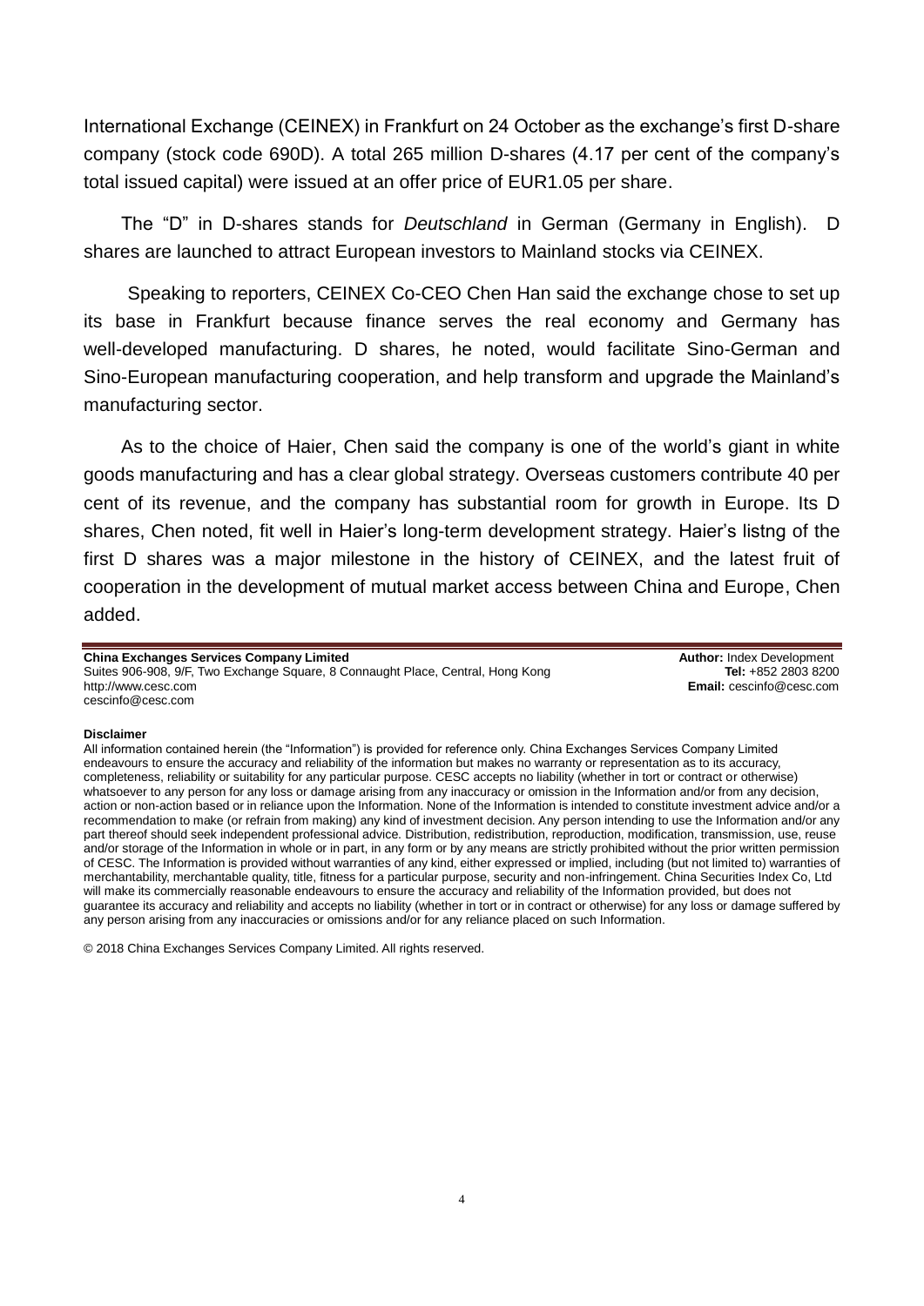International Exchange (CEINEX) in Frankfurt on 24 October as the exchange's first D-share company (stock code 690D). A total 265 million D-shares (4.17 per cent of the company's total issued capital) were issued at an offer price of EUR1.05 per share.

The "D" in D-shares stands for *Deutschland* in German (Germany in English). D shares are launched to attract European investors to Mainland stocks via CEINEX.

Speaking to reporters, CEINEX Co-CEO Chen Han said the exchange chose to set up its base in Frankfurt because finance serves the real economy and Germany has well-developed manufacturing. D shares, he noted, would facilitate Sino-German and Sino-European manufacturing cooperation, and help transform and upgrade the Mainland's manufacturing sector.

As to the choice of Haier, Chen said the company is one of the world's giant in white goods manufacturing and has a clear global strategy. Overseas customers contribute 40 per cent of its revenue, and the company has substantial room for growth in Europe. Its D shares, Chen noted, fit well in Haier's long-term development strategy. Haier's listng of the first D shares was a major milestone in the history of CEINEX, and the latest fruit of cooperation in the development of mutual market access between China and Europe, Chen added.

---

**China Exchanges Services Company Limited**
Suites 906-908, 9/F, Two Exchange Square, 8 Connaught Place, Central, Hong Kong
http://www.cesc.com
cescinfo@cesc.com

**Author:** Index Development
**Tel:** +852 2803 8200
**Email:** cescinfo@cesc.com

**Disclaimer**

All information contained herein (the "Information") is provided for reference only. China Exchanges Services Company Limited endeavours to ensure the accuracy and reliability of the information but makes no warranty or representation as to its accuracy, completeness, reliability or suitability for any particular purpose. CESC accepts no liability (whether in tort or contract or otherwise) whatsoever to any person for any loss or damage arising from any inaccuracy or omission in the Information and/or from any decision, action or non-action based or in reliance upon the Information. None of the Information is intended to constitute investment advice and/or a recommendation to make (or refrain from making) any kind of investment decision. Any person intending to use the Information and/or any part thereof should seek independent professional advice. Distribution, redistribution, reproduction, modification, transmission, use, reuse and/or storage of the Information in whole or in part, in any form or by any means are strictly prohibited without the prior written permission of CESC. The Information is provided without warranties of any kind, either expressed or implied, including (but not limited to) warranties of merchantability, merchantable quality, title, fitness for a particular purpose, security and non-infringement. China Securities Index Co, Ltd will make its commercially reasonable endeavours to ensure the accuracy and reliability of the Information provided, but does not guarantee its accuracy and reliability and accepts no liability (whether in tort or in contract or otherwise) for any loss or damage suffered by any person arising from any inaccuracies or omissions and/or for any reliance placed on such Information.

© 2018 China Exchanges Services Company Limited. All rights reserved.